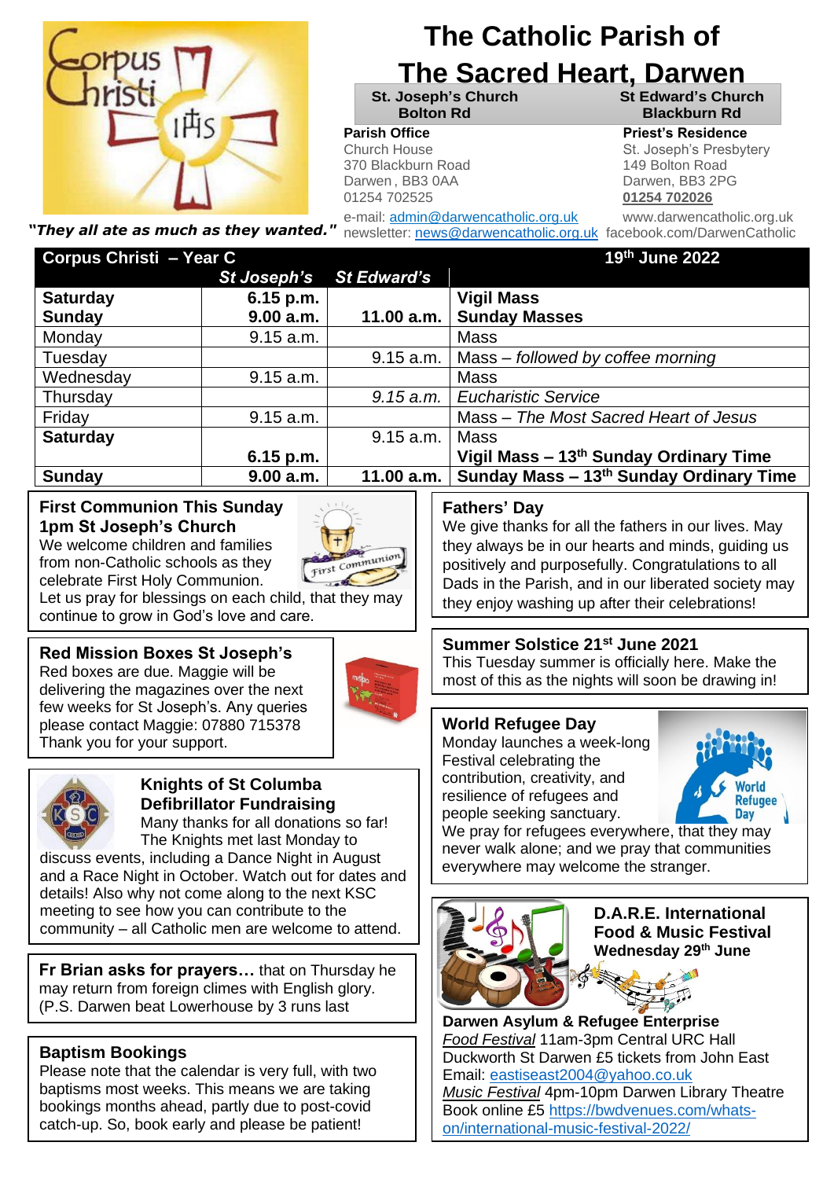# The Catholic Parish of The Sacred Heart, Darwen

"*They all ate as much as they wanted.*"

| St. Joseph's Church Bolton Rd | St Edward's Church Blackburn Rd |
|---|---|

**Parish Office**
Church House
370 Blackburn Road
Darwen , BB3 0AA
01254 702525

**Priest's Residence**
St. Joseph's Presbytery
149 Bolton Road
Darwen, BB3 2PG
**01254 702026**

e-mail: admin@darwencatholic.org.uk
newsletter: news@darwencatholic.org.uk
www.darwencatholic.org.uk
facebook.com/DarwenCatholic

| Corpus Christi – Year C | St Joseph's | St Edward's | 19th June 2022 |
|---|---|---|---|
| **Saturday** | **6.15 p.m.** | | **Vigil Mass** |
| **Sunday** | **9.00 a.m.** | **11.00 a.m.** | **Sunday Masses** |
| Monday | 9.15 a.m. | | Mass |
| Tuesday | | 9.15 a.m. | Mass – *followed by coffee morning* |
| Wednesday | 9.15 a.m. | | Mass |
| Thursday | | *9.15 a.m.* | *Eucharistic Service* |
| Friday | 9.15 a.m. | | Mass – *The Most Sacred Heart of Jesus* |
| **Saturday** | | 9.15 a.m. | Mass |
| | **6.15 p.m.** | | **Vigil Mass – 13th Sunday Ordinary Time** |
| **Sunday** | **9.00 a.m.** | **11.00 a.m.** | **Sunday Mass – 13th Sunday Ordinary Time** |

## First Communion This Sunday 1pm St Joseph's Church

We welcome children and families from non-Catholic schools as they celebrate First Holy Communion.
Let us pray for blessings on each child, that they may continue to grow in God's love and care.

## Red Mission Boxes St Joseph's

Red boxes are due. Maggie will be delivering the magazines over the next few weeks for St Joseph's. Any queries please contact Maggie: 07880 715378
Thank you for your support.

## Knights of St Columba Defibrillator Fundraising

Many thanks for all donations so far! The Knights met last Monday to discuss events, including a Dance Night in August and a Race Night in October. Watch out for dates and details! Also why not come along to the next KSC meeting to see how you can contribute to the community – all Catholic men are welcome to attend.

**Fr Brian asks for prayers…** that on Thursday he may return from foreign climes with English glory. (P.S. Darwen beat Lowerhouse by 3 runs last

## Baptism Bookings

Please note that the calendar is very full, with two baptisms most weeks. This means we are taking bookings months ahead, partly due to post-covid catch-up. So, book early and please be patient!

## Fathers' Day

We give thanks for all the fathers in our lives. May they always be in our hearts and minds, guiding us positively and purposefully. Congratulations to all Dads in the Parish, and in our liberated society may they enjoy washing up after their celebrations!

## Summer Solstice 21st June 2021

This Tuesday summer is officially here. Make the most of this as the nights will soon be drawing in!

## World Refugee Day

Monday launches a week-long Festival celebrating the contribution, creativity, and resilience of refugees and people seeking sanctuary.
We pray for refugees everywhere, that they may never walk alone; and we pray that communities everywhere may welcome the stranger.

## D.A.R.E. International Food & Music Festival Wednesday 29th June

**Darwen Asylum & Refugee Enterprise**
*Food Festival* 11am-3pm Central URC Hall Duckworth St Darwen £5 tickets from John East Email: eastiseast2004@yahoo.co.uk
*Music Festival* 4pm-10pm Darwen Library Theatre Book online £5 https://bwdvenues.com/whats-on/international-music-festival-2022/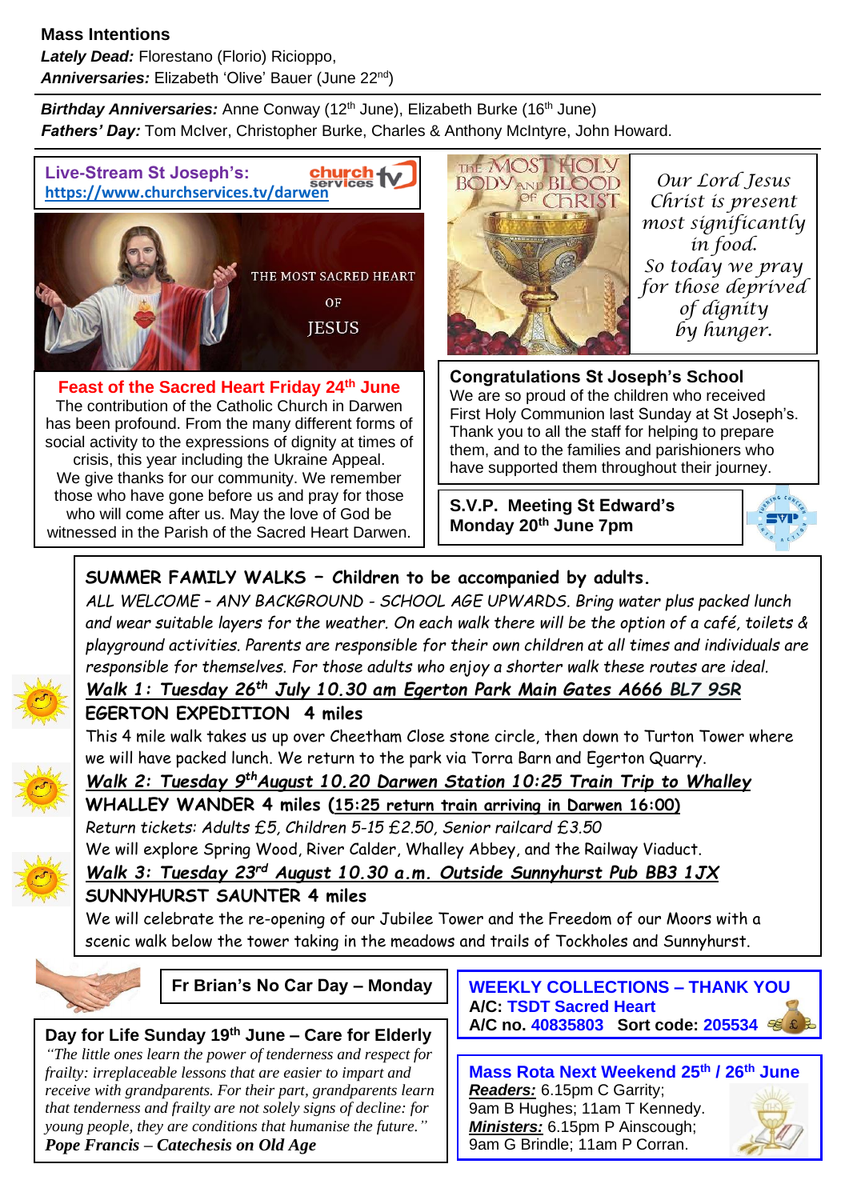## Mass Intentions

***Lately Dead:*** Florestano (Florio) Ricioppo,
***Anniversaries:*** Elizabeth 'Olive' Bauer (June 22nd)

***Birthday Anniversaries:*** Anne Conway (12th June), Elizabeth Burke (16th June)
***Fathers' Day:*** Tom McIver, Christopher Burke, Charles & Anthony McIntyre, John Howard.

**Live-Stream St Joseph's:**
https://www.churchservices.tv/darwen

THE MOST SACRED HEART OF JESUS

### Feast of the Sacred Heart Friday 24th June

The contribution of the Catholic Church in Darwen has been profound. From the many different forms of social activity to the expressions of dignity at times of crisis, this year including the Ukraine Appeal. We give thanks for our community. We remember those who have gone before us and pray for those who will come after us. May the love of God be witnessed in the Parish of the Sacred Heart Darwen.

THE MOST HOLY BODY AND BLOOD OF CHRIST

*Our Lord Jesus Christ is present most significantly in food. So today we pray for those deprived of dignity by hunger.*

### Congratulations St Joseph's School

We are so proud of the children who received First Holy Communion last Sunday at St Joseph's. Thank you to all the staff for helping to prepare them, and to the families and parishioners who have supported them throughout their journey.

**S.V.P. Meeting St Edward's Monday 20th June 7pm**

### SUMMER FAMILY WALKS – Children to be accompanied by adults.

*ALL WELCOME – ANY BACKGROUND - SCHOOL AGE UPWARDS. Bring water plus packed lunch and wear suitable layers for the weather. On each walk there will be the option of a café, toilets & playground activities. Parents are responsible for their own children at all times and individuals are responsible for themselves. For those adults who enjoy a shorter walk these routes are ideal.*

***Walk 1: Tuesday 26th July 10.30 am Egerton Park Main Gates A666 BL7 9SR***

**EGERTON EXPEDITION 4 miles**

This 4 mile walk takes us up over Cheetham Close stone circle, then down to Turton Tower where we will have packed lunch. We return to the park via Torra Barn and Egerton Quarry.

***Walk 2: Tuesday 9th August 10.20 Darwen Station 10:25 Train Trip to Whalley***

**WHALLEY WANDER 4 miles (15:25 return train arriving in Darwen 16:00)**

*Return tickets: Adults £5, Children 5-15 £2.50, Senior railcard £3.50*

We will explore Spring Wood, River Calder, Whalley Abbey, and the Railway Viaduct.

***Walk 3: Tuesday 23rd August 10.30 a.m. Outside Sunnyhurst Pub BB3 1JX***

**SUNNYHURST SAUNTER 4 miles**

We will celebrate the re-opening of our Jubilee Tower and the Freedom of our Moors with a scenic walk below the tower taking in the meadows and trails of Tockholes and Sunnyhurst.

**Fr Brian's No Car Day – Monday**

### Day for Life Sunday 19th June – Care for Elderly

*"The little ones learn the power of tenderness and respect for frailty: irreplaceable lessons that are easier to impart and receive with grandparents. For their part, grandparents learn that tenderness and frailty are not solely signs of decline: for young people, they are conditions that humanise the future."*
***Pope Francis – Catechesis on Old Age***

### WEEKLY COLLECTIONS – THANK YOU

**A/C: TSDT Sacred Heart**
**A/C no. 40835803 Sort code: 205534**

### Mass Rota Next Weekend 25th / 26th June

***Readers:*** 6.15pm C Garrity;
9am B Hughes; 11am T Kennedy.
***Ministers:*** 6.15pm P Ainscough;
9am G Brindle; 11am P Corran.